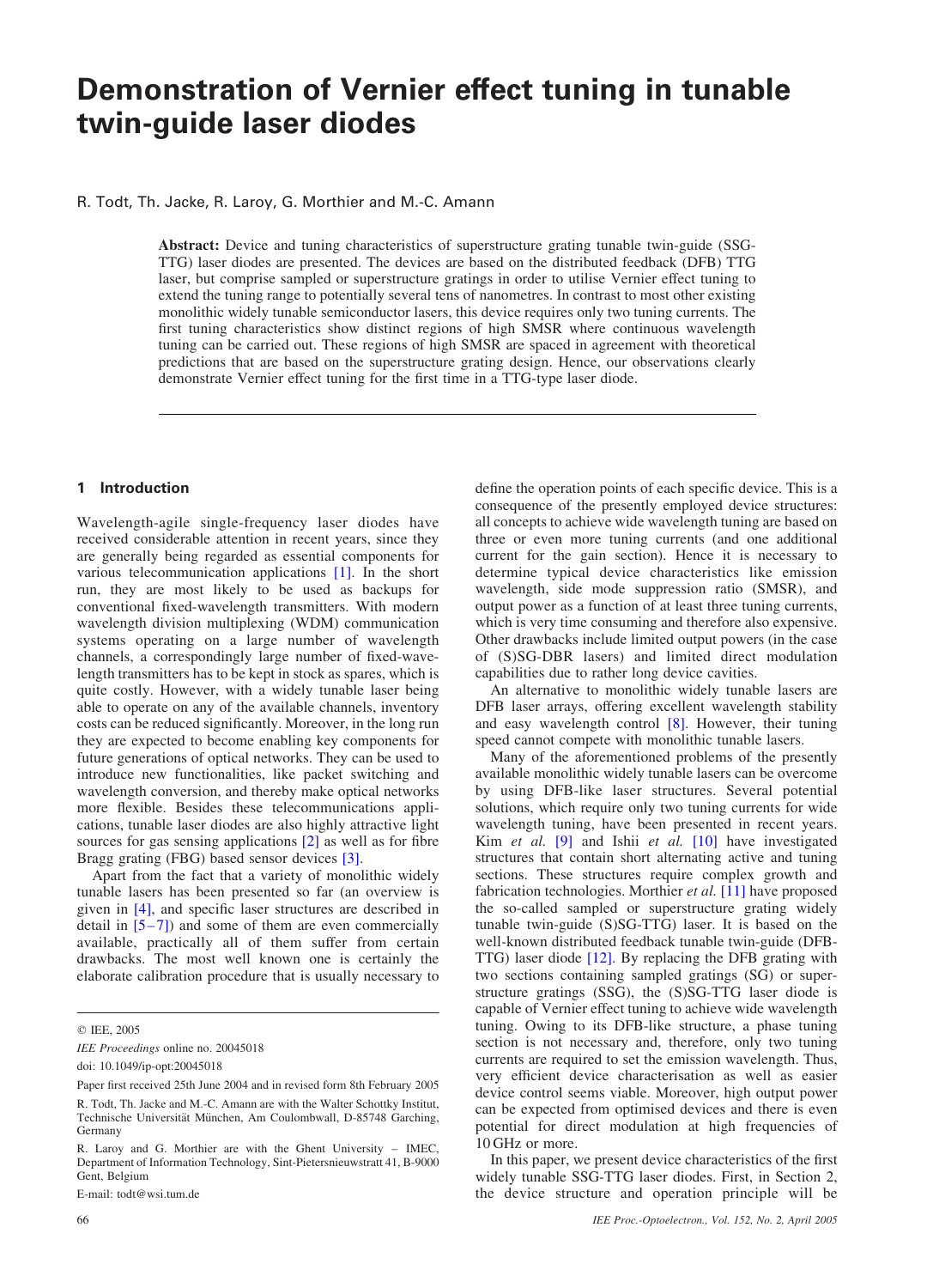# Demonstration of Vernier effect tuning in tunable twin-guide laser diodes

R. Todt, Th. Jacke, R. Laroy, G. Morthier and M.-C. Amann

**Abstract:** Device and tuning characteristics of superstructure grating tunable twin-guide (SSG-TTG) laser diodes are presented. The devices are based on the distributed feedback (DFB) TTG laser, but comprise sampled or superstructure gratings in order to utilise Vernier effect tuning to extend the tuning range to potentially several tens of nanometres. In contrast to most other existing monolithic widely tunable semiconductor lasers, this device requires only two tuning currents. The first tuning characteristics show distinct regions of high SMSR where continuous wavelength tuning can be carried out. These regions of high SMSR are spaced in agreement with theoretical predictions that are based on the superstructure grating design. Hence, our observations clearly demonstrate Vernier effect tuning for the first time in a TTG-type laser diode.

## 1 Introduction

Wavelength-agile single-frequency laser diodes have received considerable attention in recent years, since they are generally being regarded as essential components for various telecommunication applications [1]. In the short run, they are most likely to be used as backups for conventional fixed-wavelength transmitters. With modern wavelength division multiplexing (WDM) communication systems operating on a large number of wavelength channels, a correspondingly large number of fixed-wavelength transmitters has to be kept in stock as spares, which is quite costly. However, with a widely tunable laser being able to operate on any of the available channels, inventory costs can be reduced significantly. Moreover, in the long run they are expected to become enabling key components for future generations of optical networks. They can be used to introduce new functionalities, like packet switching and wavelength conversion, and thereby make optical networks more flexible. Besides these telecommunications applications, tunable laser diodes are also highly attractive light sources for gas sensing applications [2] as well as for fibre Bragg grating (FBG) based sensor devices [3].

Apart from the fact that a variety of monolithic widely tunable lasers has been presented so far (an overview is given in [4], and specific laser structures are described in detail in [5–7]) and some of them are even commercially available, practically all of them suffer from certain drawbacks. The most well known one is certainly the elaborate calibration procedure that is usually necessary to define the operation points of each specific device. This is a consequence of the presently employed device structures: all concepts to achieve wide wavelength tuning are based on three or even more tuning currents (and one additional current for the gain section). Hence it is necessary to determine typical device characteristics like emission wavelength, side mode suppression ratio (SMSR), and output power as a function of at least three tuning currents, which is very time consuming and therefore also expensive. Other drawbacks include limited output powers (in the case of (S)SG-DBR lasers) and limited direct modulation capabilities due to rather long device cavities.

An alternative to monolithic widely tunable lasers are DFB laser arrays, offering excellent wavelength stability and easy wavelength control [8]. However, their tuning speed cannot compete with monolithic tunable lasers.

Many of the aforementioned problems of the presently available monolithic widely tunable lasers can be overcome by using DFB-like laser structures. Several potential solutions, which require only two tuning currents for wide wavelength tuning, have been presented in recent years. Kim *et al.* [9] and Ishii *et al.* [10] have investigated structures that contain short alternating active and tuning sections. These structures require complex growth and fabrication technologies. Morthier *et al.* [11] have proposed the so-called sampled or superstructure grating widely tunable twin-guide (S)SG-TTG) laser. It is based on the well-known distributed feedback tunable twin-guide (DFB-TTG) laser diode [12]. By replacing the DFB grating with two sections containing sampled gratings (SG) or superstructure gratings (SSG), the (S)SG-TTG laser diode is capable of Vernier effect tuning to achieve wide wavelength tuning. Owing to its DFB-like structure, a phase tuning section is not necessary and, therefore, only two tuning currents are required to set the emission wavelength. Thus, very efficient device characterisation as well as easier device control seems viable. Moreover, high output power can be expected from optimised devices and there is even potential for direct modulation at high frequencies of 10 GHz or more.

In this paper, we present device characteristics of the first widely tunable SSG-TTG laser diodes. First, in Section 2, the device structure and operation principle will be

© IEE, 2005

*IEE Proceedings* online no. 20045018

doi: 10.1049/ip-opt:20045018

Paper first received 25th June 2004 and in revised form 8th February 2005

R. Todt, Th. Jacke and M.-C. Amann are with the Walter Schottky Institut, Technische Universität München, Am Coulombwall, D-85748 Garching, Germany

R. Laroy and G. Morthier are with the Ghent University – IMEC, Department of Information Technology, Sint-Pietersnieuwstraat 41, B-9000 Gent, Belgium

E-mail: todt@wsi.tum.de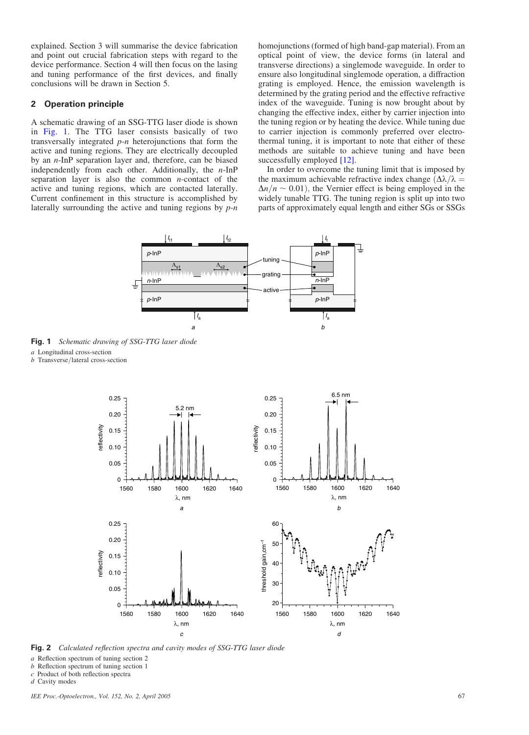explained. Section 3 will summarise the device fabrication and point out crucial fabrication steps with regard to the device performance. Section 4 will then focus on the lasing and tuning performance of the first devices, and finally conclusions will be drawn in Section 5.

## 2 Operation principle

A schematic drawing of an SSG-TTG laser diode is shown in Fig. 1. The TTG laser consists basically of two transversally integrated *p-n* heterojunctions that form the active and tuning regions. They are electrically decoupled by an *n*-InP separation layer and, therefore, can be biased independently from each other. Additionally, the *n*-InP separation layer is also the common *n*-contact of the active and tuning regions, which are contacted laterally. Current confinement in this structure is accomplished by laterally surrounding the active and tuning regions by *p-n* homojunctions (formed of high band-gap material). From an optical point of view, the device forms (in lateral and transverse directions) a singlemode waveguide. In order to ensure also longitudinal singlemode operation, a diffraction grating is employed. Hence, the emission wavelength is determined by the grating period and the effective refractive index of the waveguide. Tuning is now brought about by changing the effective index, either by carrier injection into the tuning region or by heating the device. While tuning due to carrier injection is commonly preferred over electrothermal tuning, it is important to note that either of these methods are suitable to achieve tuning and have been successfully employed [12].

In order to overcome the tuning limit that is imposed by the maximum achievable refractive index change ($\Delta\lambda/\lambda = \Delta n/n \sim 0.01$), the Vernier effect is being employed in the widely tunable TTG. The tuning region is split up into two parts of approximately equal length and either SGs or SSGs

**Fig. 1** *Schematic drawing of SSG-TTG laser diode*
*a* Longitudinal cross-section
*b* Transverse/lateral cross-section

**Fig. 2** *Calculated reflection spectra and cavity modes of SSG-TTG laser diode*
*a* Reflection spectrum of tuning section 2
*b* Reflection spectrum of tuning section 1
*c* Product of both reflection spectra
*d* Cavity modes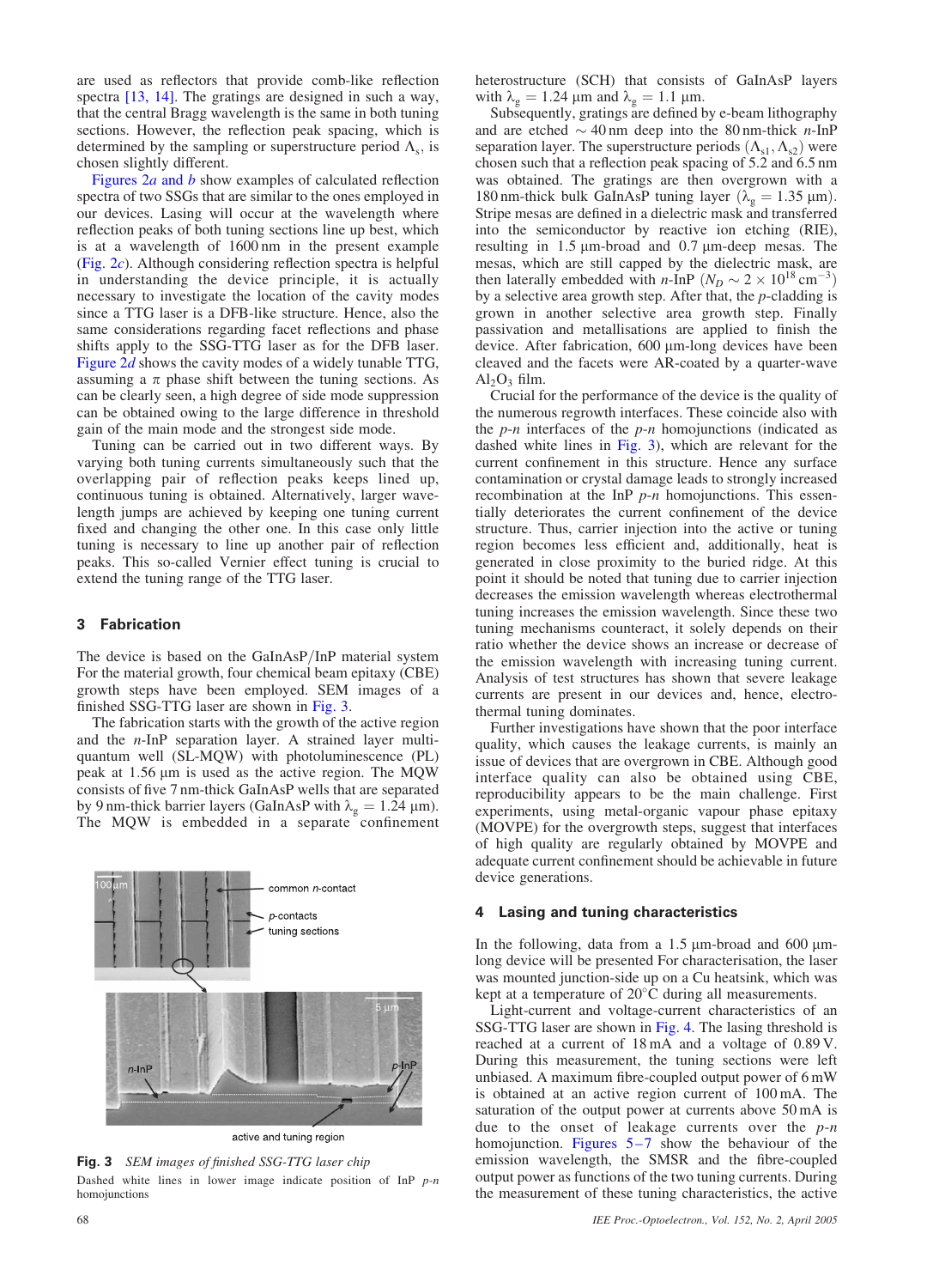are used as reflectors that provide comb-like reflection spectra [13, 14]. The gratings are designed in such a way, that the central Bragg wavelength is the same in both tuning sections. However, the reflection peak spacing, which is determined by the sampling or superstructure period $\Lambda_s$, is chosen slightly different.

Figures 2a and b show examples of calculated reflection spectra of two SSGs that are similar to the ones employed in our devices. Lasing will occur at the wavelength where reflection peaks of both tuning sections line up best, which is at a wavelength of 1600 nm in the present example (Fig. 2c). Although considering reflection spectra is helpful in understanding the device principle, it is actually necessary to investigate the location of the cavity modes since a TTG laser is a DFB-like structure. Hence, also the same considerations regarding facet reflections and phase shifts apply to the SSG-TTG laser as for the DFB laser. Figure 2d shows the cavity modes of a widely tunable TTG, assuming a $\pi$ phase shift between the tuning sections. As can be clearly seen, a high degree of side mode suppression can be obtained owing to the large difference in threshold gain of the main mode and the strongest side mode.

Tuning can be carried out in two different ways. By varying both tuning currents simultaneously such that the overlapping pair of reflection peaks keeps lined up, continuous tuning is obtained. Alternatively, larger wavelength jumps are achieved by keeping one tuning current fixed and changing the other one. In this case only little tuning is necessary to line up another pair of reflection peaks. This so-called Vernier effect tuning is crucial to extend the tuning range of the TTG laser.

## 3 Fabrication

The device is based on the GaInAsP/InP material system For the material growth, four chemical beam epitaxy (CBE) growth steps have been employed. SEM images of a finished SSG-TTG laser are shown in Fig. 3.

The fabrication starts with the growth of the active region and the *n*-InP separation layer. A strained layer multi-quantum well (SL-MQW) with photoluminescence (PL) peak at 1.56 μm is used as the active region. The MQW consists of five 7 nm-thick GaInAsP wells that are separated by 9 nm-thick barrier layers (GaInAsP with $\lambda_g = 1.24$ μm). The MQW is embedded in a separate confinement heterostructure (SCH) that consists of GaInAsP layers with $\lambda_g = 1.24$ μm and $\lambda_g = 1.1$ μm.

Subsequently, gratings are defined by e-beam lithography and are etched ~40 nm deep into the 80 nm-thick *n*-InP separation layer. The superstructure periods ($\Lambda_{s1}, \Lambda_{s2}$) were chosen such that a reflection peak spacing of 5.2 and 6.5 nm was obtained. The gratings are then overgrown with a 180 nm-thick bulk GaInAsP tuning layer ($\lambda_g = 1.35$ μm). Stripe mesas are defined in a dielectric mask and transferred into the semiconductor by reactive ion etching (RIE), resulting in 1.5 μm-broad and 0.7 μm-deep mesas. The mesas, which are still capped by the dielectric mask, are then laterally embedded with *n*-InP ($N_D \sim 2 \times 10^{18}$ cm$^{-3}$) by a selective area growth step. After that, the *p*-cladding is grown in another selective area growth step. Finally passivation and metallisations are applied to finish the device. After fabrication, 600 μm-long devices have been cleaved and the facets were AR-coated by a quarter-wave $Al_2O_3$ film.

Crucial for the performance of the device is the quality of the numerous regrowth interfaces. These coincide also with the *p-n* interfaces of the *p-n* homojunctions (indicated as dashed white lines in Fig. 3), which are relevant for the current confinement in this structure. Hence any surface contamination or crystal damage leads to strongly increased recombination at the InP *p-n* homojunctions. This essentially deteriorates the current confinement of the device structure. Thus, carrier injection into the active or tuning region becomes less efficient and, additionally, heat is generated in close proximity to the buried ridge. At this point it should be noted that tuning due to carrier injection decreases the emission wavelength whereas electrothermal tuning increases the emission wavelength. Since these two tuning mechanisms counteract, it solely depends on their ratio whether the device shows an increase or decrease of the emission wavelength with increasing tuning current. Analysis of test structures has shown that severe leakage currents are present in our devices and, hence, electrothermal tuning dominates.

Further investigations have shown that the poor interface quality, which causes the leakage currents, is mainly an issue of devices that are overgrown in CBE. Although good interface quality can also be obtained using CBE, reproducibility appears to be the main challenge. First experiments, using metal-organic vapour phase epitaxy (MOVPE) for the overgrowth steps, suggest that interfaces of high quality are regularly obtained by MOVPE and adequate current confinement should be achievable in future device generations.

**Fig. 3** *SEM images of finished SSG-TTG laser chip*

Dashed white lines in lower image indicate position of InP *p-n* homojunctions

## 4 Lasing and tuning characteristics

In the following, data from a 1.5 μm-broad and 600 μm-long device will be presented For characterisation, the laser was mounted junction-side up on a Cu heatsink, which was kept at a temperature of 20°C during all measurements.

Light-current and voltage-current characteristics of an SSG-TTG laser are shown in Fig. 4. The lasing threshold is reached at a current of 18 mA and a voltage of 0.89 V. During this measurement, the tuning sections were left unbiased. A maximum fibre-coupled output power of 6 mW is obtained at an active region current of 100 mA. The saturation of the output power at currents above 50 mA is due to the onset of leakage currents over the *p-n* homojunction. Figures 5–7 show the behaviour of the emission wavelength, the SMSR and the fibre-coupled output power as functions of the two tuning currents. During the measurement of these tuning characteristics, the active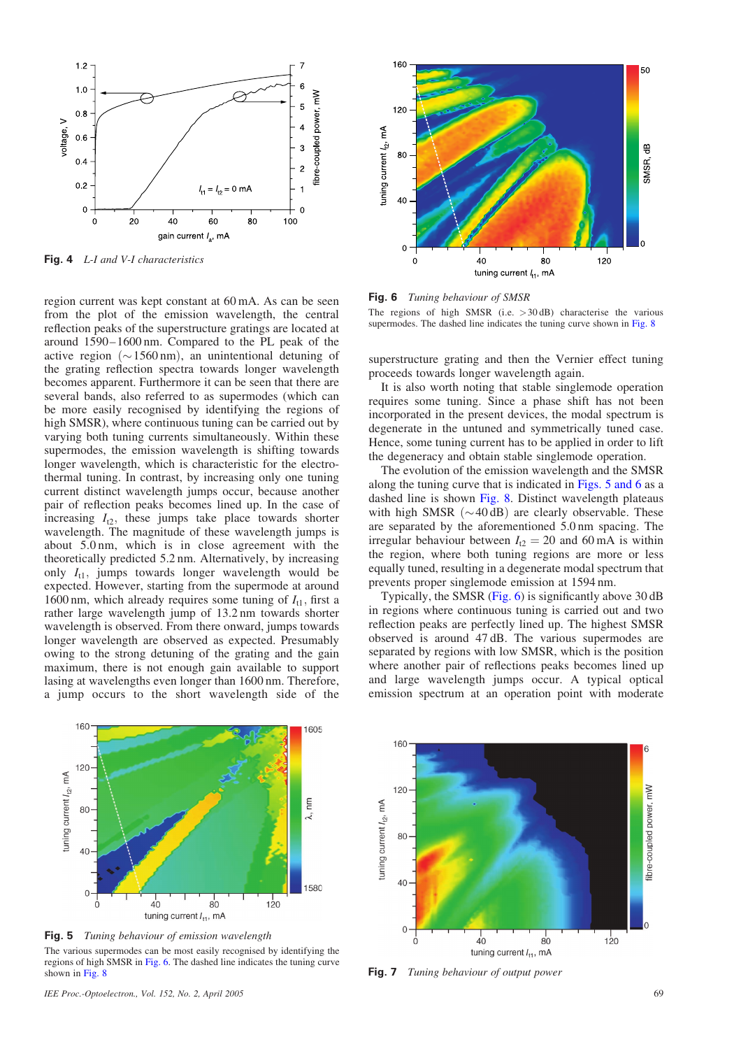**Fig. 4** *L-I and V-I characteristics*

region current was kept constant at 60 mA. As can be seen from the plot of the emission wavelength, the central reflection peaks of the superstructure gratings are located at around 1590–1600 nm. Compared to the PL peak of the active region (~1560 nm), an unintentional detuning of the grating reflection spectra towards longer wavelength becomes apparent. Furthermore it can be seen that there are several bands, also referred to as supermodes (which can be more easily recognised by identifying the regions of high SMSR), where continuous tuning can be carried out by varying both tuning currents simultaneously. Within these supermodes, the emission wavelength is shifting towards longer wavelength, which is characteristic for the electro-thermal tuning. In contrast, by increasing only one tuning current distinct wavelength jumps occur, because another pair of reflection peaks becomes lined up. In the case of increasing $I_{t2}$, these jumps take place towards shorter wavelength. The magnitude of these wavelength jumps is about 5.0 nm, which is in close agreement with the theoretically predicted 5.2 nm. Alternatively, by increasing only $I_{t1}$, jumps towards longer wavelength would be expected. However, starting from the supermode at around 1600 nm, which already requires some tuning of $I_{t1}$, first a rather large wavelength jump of 13.2 nm towards shorter wavelength is observed. From there onward, jumps towards longer wavelength are observed as expected. Presumably owing to the strong detuning of the grating and the gain maximum, there is not enough gain available to support lasing at wavelengths even longer than 1600 nm. Therefore, a jump occurs to the short wavelength side of the superstructure grating and then the Vernier effect tuning proceeds towards longer wavelength again.

It is also worth noting that stable singlemode operation requires some tuning. Since a phase shift has not been incorporated in the present devices, the modal spectrum is degenerate in the untuned and symmetrically tuned case. Hence, some tuning current has to be applied in order to lift the degeneracy and obtain stable singlemode operation.

The evolution of the emission wavelength and the SMSR along the tuning curve that is indicated in Figs. 5 and 6 as a dashed line is shown Fig. 8. Distinct wavelength plateaus with high SMSR (~40 dB) are clearly observable. These are separated by the aforementioned 5.0 nm spacing. The irregular behaviour between $I_{t2} = 20$ and 60 mA is within the region, where both tuning regions are more or less equally tuned, resulting in a degenerate modal spectrum that prevents proper singlemode emission at 1594 nm.

Typically, the SMSR (Fig. 6) is significantly above 30 dB in regions where continuous tuning is carried out and two reflection peaks are perfectly lined up. The highest SMSR observed is around 47 dB. The various supermodes are separated by regions with low SMSR, which is the position where another pair of reflections peaks becomes lined up and large wavelength jumps occur. A typical optical emission spectrum at an operation point with moderate

**Fig. 6** *Tuning behaviour of SMSR*

The regions of high SMSR (i.e. >30 dB) characterise the various supermodes. The dashed line indicates the tuning curve shown in Fig. 8

**Fig. 5** *Tuning behaviour of emission wavelength*

The various supermodes can be most easily recognised by identifying the regions of high SMSR in Fig. 6. The dashed line indicates the tuning curve shown in Fig. 8

**Fig. 7** *Tuning behaviour of output power*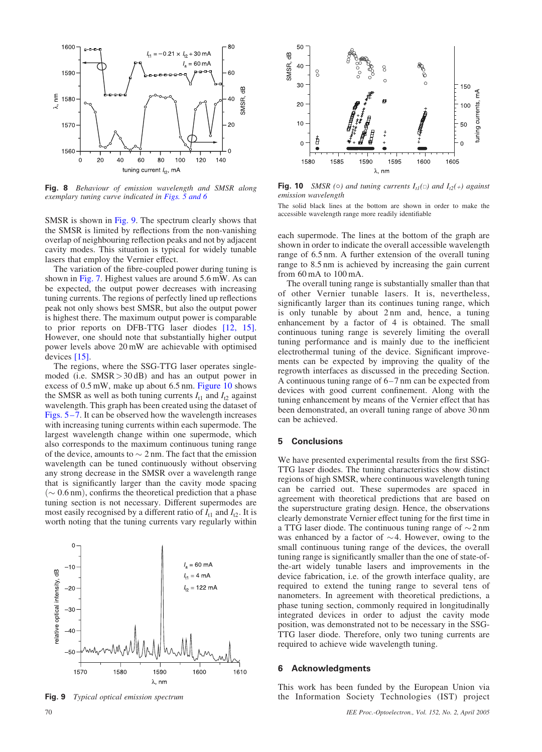**Fig. 8** *Behaviour of emission wavelength and SMSR along exemplary tuning curve indicated in Figs. 5 and 6*

SMSR is shown in Fig. 9. The spectrum clearly shows that the SMSR is limited by reflections from the non-vanishing overlap of neighbouring reflection peaks and not by adjacent cavity modes. This situation is typical for widely tunable lasers that employ the Vernier effect.

The variation of the fibre-coupled power during tuning is shown in Fig. 7. Highest values are around 5.6 mW. As can be expected, the output power decreases with increasing tuning currents. The regions of perfectly lined up reflections peak not only shows best SMSR, but also the output power is highest there. The maximum output power is comparable to prior reports on DFB-TTG laser diodes [12, 15]. However, one should note that substantially higher output power levels above 20 mW are achievable with optimised devices [15].

The regions, where the SSG-TTG laser operates single-moded (i.e. SMSR > 30 dB) and has an output power in excess of 0.5 mW, make up about 6.5 nm. Figure 10 shows the SMSR as well as both tuning currents $I_{t1}$ and $I_{t2}$ against wavelength. This graph has been created using the dataset of Figs. 5–7. It can be observed how the wavelength increases with increasing tuning currents within each supermode. The largest wavelength change within one supermode, which also corresponds to the maximum continuous tuning range of the device, amounts to ~ 2 nm. The fact that the emission wavelength can be tuned continuously without observing any strong decrease in the SMSR over a wavelength range that is significantly larger than the cavity mode spacing (~ 0.6 nm), confirms the theoretical prediction that a phase tuning section is not necessary. Different supermodes are most easily recognised by a different ratio of $I_{t1}$ and $I_{t2}$. It is worth noting that the tuning currents vary regularly within each supermode. The lines at the bottom of the graph are shown in order to indicate the overall accessible wavelength range of 6.5 nm. A further extension of the overall tuning range to 8.5 nm is achieved by increasing the gain current from 60 mA to 100 mA.

**Fig. 9** *Typical optical emission spectrum*

**Fig. 10** *SMSR (○) and tuning currents $I_{t1}$(□) and $I_{t2}$(+) against emission wavelength*

The solid black lines at the bottom are shown in order to make the accessible wavelength range more readily identifiable

The overall tuning range is substantially smaller than that of other Vernier tunable lasers. It is, nevertheless, significantly larger than its continues tuning range, which is only tunable by about 2 nm and, hence, a tuning enhancement by a factor of 4 is obtained. The small continuous tuning range is severely limiting the overall tuning performance and is mainly due to the inefficient electrothermal tuning of the device. Significant improvements can be expected by improving the quality of the regrowth interfaces as discussed in the preceding Section. A continuous tuning range of 6–7 nm can be expected from devices with good current confinement. Along with the tuning enhancement by means of the Vernier effect that has been demonstrated, an overall tuning range of above 30 nm can be achieved.

## 5 Conclusions

We have presented experimental results from the first SSG-TTG laser diodes. The tuning characteristics show distinct regions of high SMSR, where continuous wavelength tuning can be carried out. These supermodes are spaced in agreement with theoretical predictions that are based on the superstructure grating design. Hence, the observations clearly demonstrate Vernier effect tuning for the first time in a TTG laser diode. The continuous tuning range of ~2 nm was enhanced by a factor of ~4. However, owing to the small continuous tuning range of the devices, the overall tuning range is significantly smaller than the one of state-of-the-art widely tunable lasers and improvements in the device fabrication, i.e. of the growth interface quality, are required to extend the tuning range to several tens of nanometers. In agreement with theoretical predictions, a phase tuning section, commonly required in longitudinally integrated devices in order to adjust the cavity mode position, was demonstrated not to be necessary in the SSG-TTG laser diode. Therefore, only two tuning currents are required to achieve wide wavelength tuning.

## 6 Acknowledgments

This work has been funded by the European Union via the Information Society Technologies (IST) project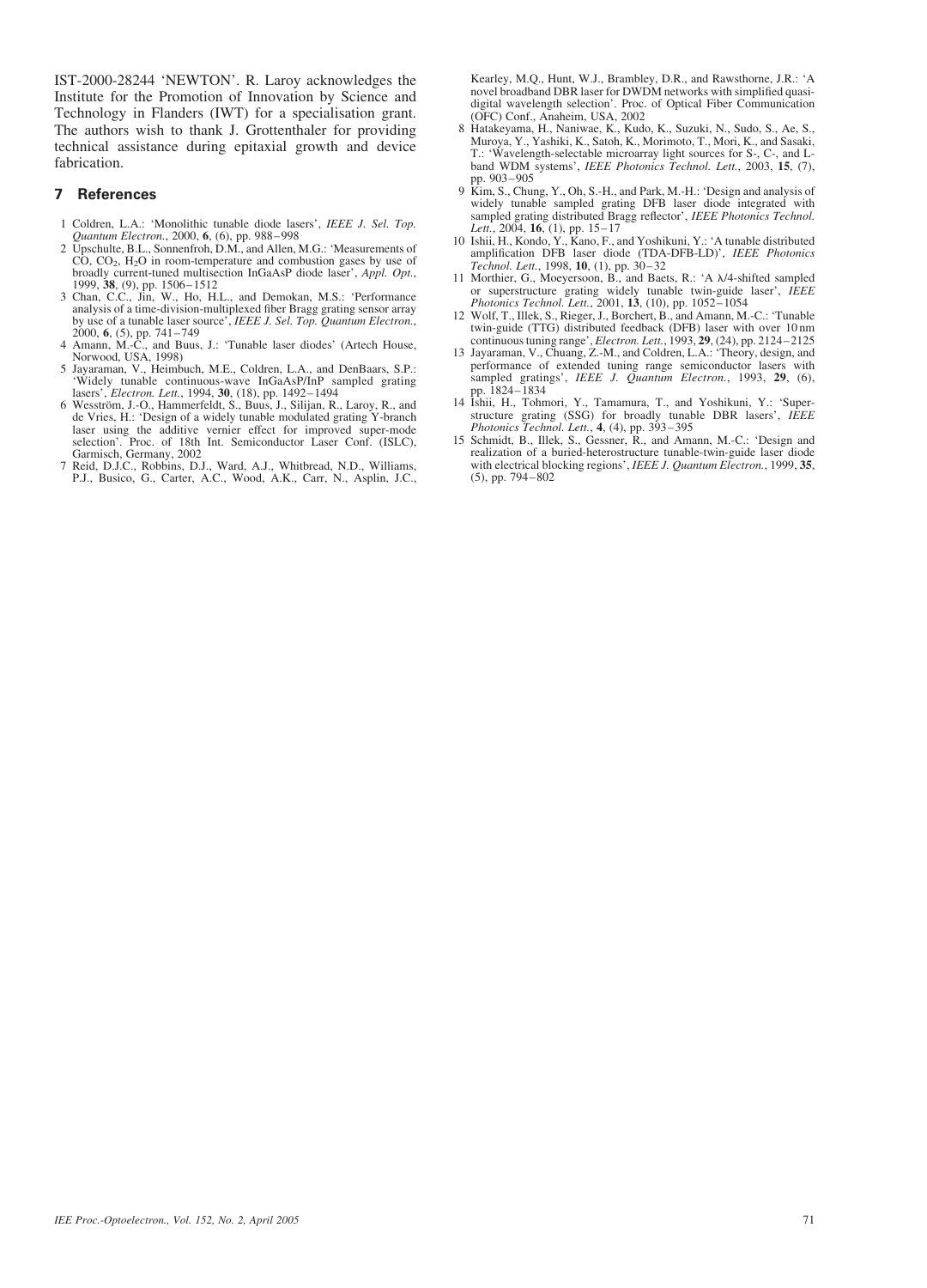IST-2000-28244 'NEWTON'. R. Laroy acknowledges the Institute for the Promotion of Innovation by Science and Technology in Flanders (IWT) for a specialisation grant. The authors wish to thank J. Grottenthaler for providing technical assistance during epitaxial growth and device fabrication.

## 7 References

1 Coldren, L.A.: 'Monolithic tunable diode lasers', *IEEE J. Sel. Top. Quantum Electron.*, 2000, **6**, (6), pp. 988–998

2 Upschulte, B.L., Sonnenfroh, D.M., and Allen, M.G.: 'Measurements of CO, $CO_2$, $H_2O$ in room-temperature and combustion gases by use of broadly current-tuned multisection InGaAsP diode laser', *Appl. Opt.*, 1999, **38**, (9), pp. 1506–1512

3 Chan, C.C., Jin, W., Ho, H.L., and Demokan, M.S.: 'Performance analysis of a time-division-multiplexed fiber Bragg grating sensor array by use of a tunable laser source', *IEEE J. Sel. Top. Quantum Electron.*, 2000, **6**, (5), pp. 741–749

4 Amann, M.-C., and Buus, J.: 'Tunable laser diodes' (Artech House, Norwood, USA, 1998)

5 Jayaraman, V., Heimbuch, M.E., Coldren, L.A., and DenBaars, S.P.: 'Widely tunable continuous-wave InGaAsP/InP sampled grating lasers', *Electron. Lett.*, 1994, **30**, (18), pp. 1492–1494

6 Wesström, J.-O., Hammerfeldt, S., Buus, J., Silijan, R., Laroy, R., and de Vries, H.: 'Design of a widely tunable modulated grating Y-branch laser using the additive vernier effect for improved super-mode selection'. Proc. of 18th Int. Semiconductor Laser Conf. (ISLC), Garmisch, Germany, 2002

7 Reid, D.J.C., Robbins, D.J., Ward, A.J., Whitbread, N.D., Williams, P.J., Busico, G., Carter, A.C., Wood, A.K., Carr, N., Asplin, J.C., Kearley, M.Q., Hunt, W.J., Brambley, D.R., and Rawsthorne, J.R.: 'A novel broadband DBR laser for DWDM networks with simplified quasi-digital wavelength selection'. Proc. of Optical Fiber Communication (OFC) Conf., Anaheim, USA, 2002

8 Hatakeyama, H., Naniwae, K., Kudo, K., Suzuki, N., Sudo, S., Ae, S., Muroya, Y., Yashiki, K., Satoh, K., Morimoto, T., Mori, K., and Sasaki, T.: 'Wavelength-selectable microarray light sources for S-, C-, and L-band WDM systems', *IEEE Photonics Technol. Lett.*, 2003, **15**, (7), pp. 903–905

9 Kim, S., Chung, Y., Oh, S.-H., and Park, M.-H.: 'Design and analysis of widely tunable sampled grating DFB laser diode integrated with sampled grating distributed Bragg reflector', *IEEE Photonics Technol. Lett.*, 2004, **16**, (1), pp. 15–17

10 Ishii, H., Kondo, Y., Kano, F., and Yoshikuni, Y.: 'A tunable distributed amplification DFB laser diode (TDA-DFB-LD)', *IEEE Photonics Technol. Lett.*, 1998, **10**, (1), pp. 30–32

11 Morthier, G., Moeyersoon, B., and Baets, R.: 'A $\lambda/4$-shifted sampled or superstructure grating widely tunable twin-guide laser', *IEEE Photonics Technol. Lett.*, 2001, **13**, (10), pp. 1052–1054

12 Wolf, T., Illek, S., Rieger, J., Borchert, B., and Amann, M.-C.: 'Tunable twin-guide (TTG) distributed feedback (DFB) laser with over 10 nm continuous tuning range', *Electron. Lett.*, 1993, **29**, (24), pp. 2124–2125

13 Jayaraman, V., Chuang, Z.-M., and Coldren, L.A.: 'Theory, design, and performance of extended tuning range semiconductor lasers with sampled gratings', *IEEE J. Quantum Electron.*, 1993, **29**, (6), pp. 1824–1834

14 Ishii, H., Tohmori, Y., Tamamura, T., and Yoshikuni, Y.: 'Super-structure grating (SSG) for broadly tunable DBR lasers', *IEEE Photonics Technol. Lett.*, **4**, (4), pp. 393–395

15 Schmidt, B., Illek, S., Gessner, R., and Amann, M.-C.: 'Design and realization of a buried-heterostructure tunable-twin-guide laser diode with electrical blocking regions', *IEEE J. Quantum Electron.*, 1999, **35**, (5), pp. 794–802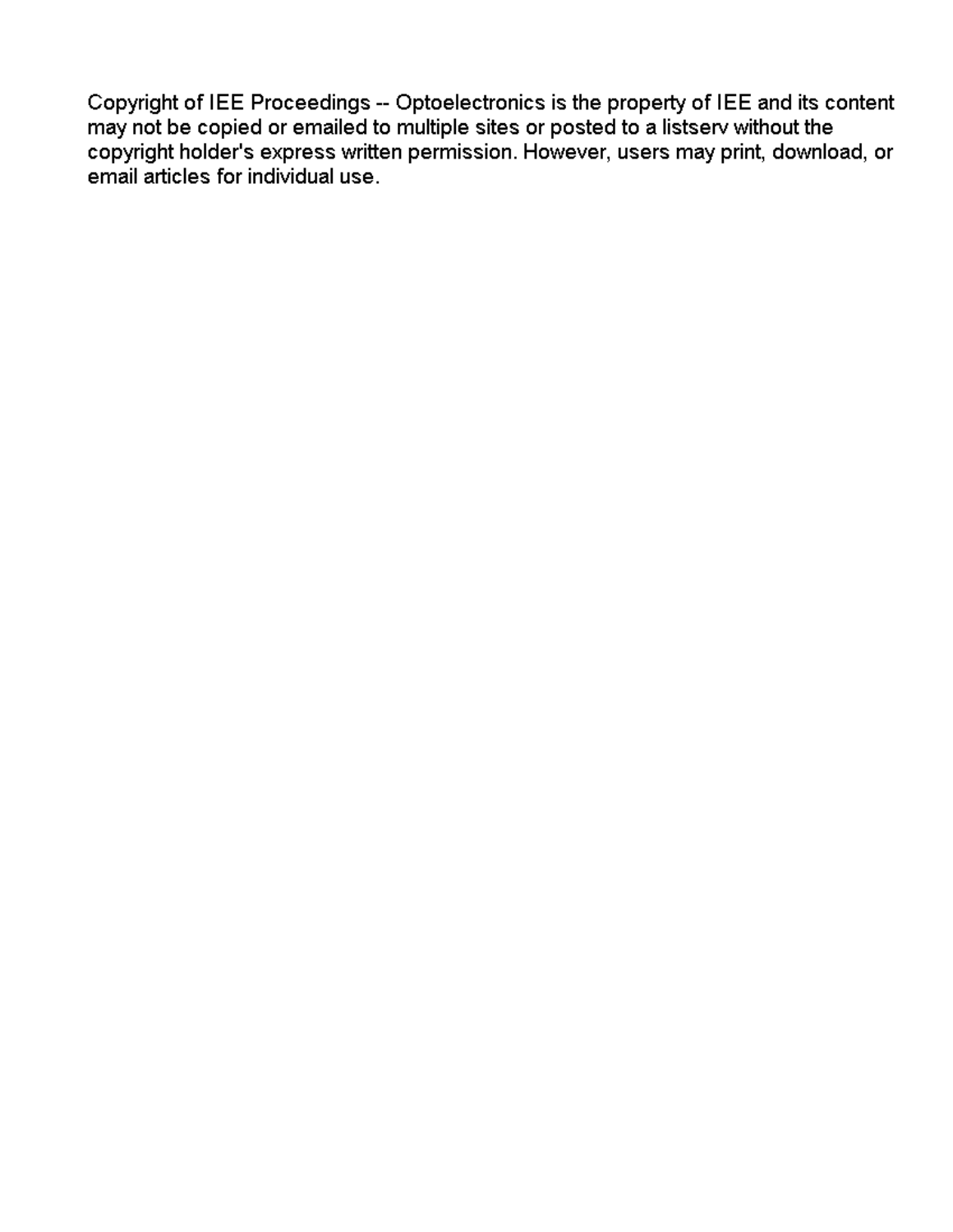Copyright of IEE Proceedings -- Optoelectronics is the property of IEE and its content may not be copied or emailed to multiple sites or posted to a listserv without the copyright holder's express written permission. However, users may print, download, or email articles for individual use.